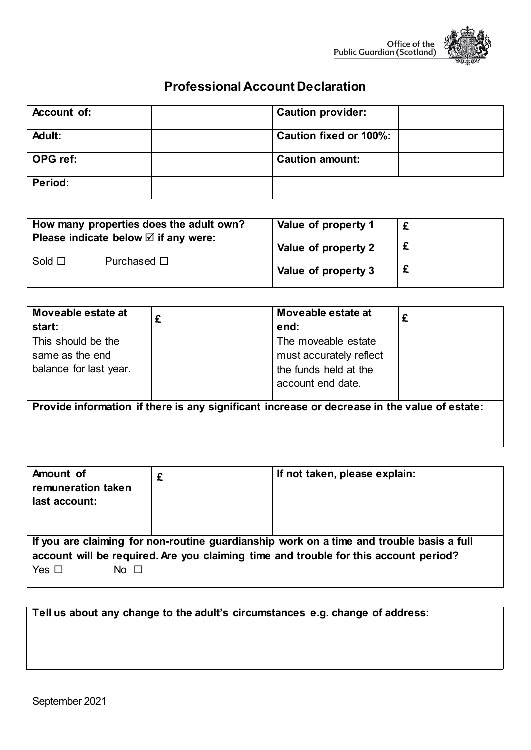Office of the Public Guardian (Scotland)

# Professional Account Declaration

| Account of: | | Caution provider: | |
| --- | --- | --- | --- |
| Adult: | | Caution fixed or 100%: | |
| OPG ref: | | Caution amount: | |
| Period: | | | |

| How many properties does the adult own? Please indicate below ☑ if any were: | Value of property 1 | £ |
| --- | --- | --- |
| Sold ☐ Purchased ☐ | Value of property 2 | £ |
| | Value of property 3 | £ |

| **Moveable estate at start:** This should be the same as the end balance for last year. | £ | **Moveable estate at end:** The moveable estate must accurately reflect the funds held at the account end date. | £ |
| --- | --- | --- | --- |
| **Provide information if there is any significant increase or decrease in the value of estate:** | | | |

| Amount of remuneration taken last account: | £ | If not taken, please explain: |
| --- | --- | --- |
| **If you are claiming for non-routine guardianship work on a time and trouble basis a full account will be required. Are you claiming time and trouble for this account period?** Yes ☐ No ☐ | | |

**Tell us about any change to the adult's circumstances e.g. change of address:**

September 2021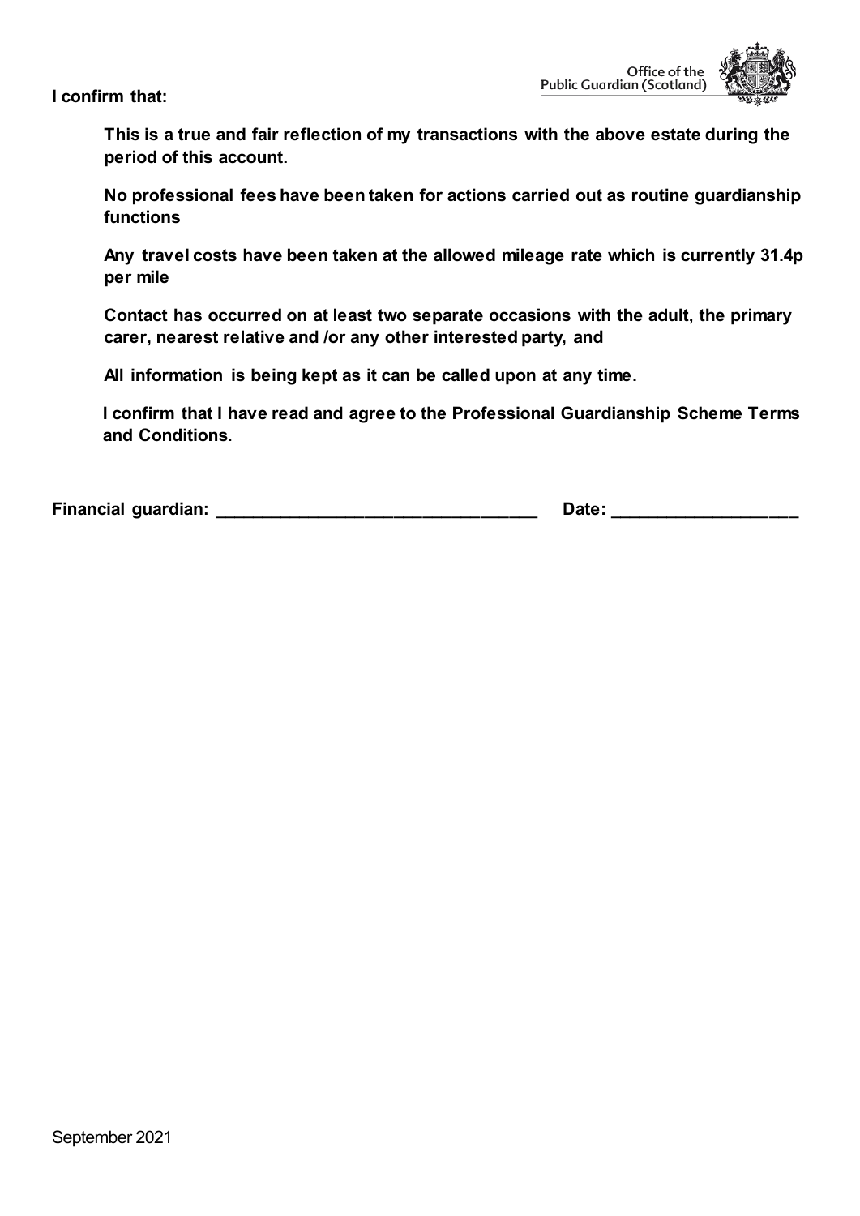**I confirm that:**

**This is a true and fair reflection of my transactions with the above estate during the period of this account.**

**No professional fees have been taken for actions carried out as routine guardianship functions**

**Any travel costs have been taken at the allowed mileage rate which is currently 31.4p per mile**

**Contact has occurred on at least two separate occasions with the adult, the primary carer, nearest relative and /or any other interested party, and**

**All information is being kept as it can be called upon at any time.**

**I confirm that I have read and agree to the Professional Guardianship Scheme Terms and Conditions.**

**Financial guardian: ________________________________ Date: ___________________**

September 2021